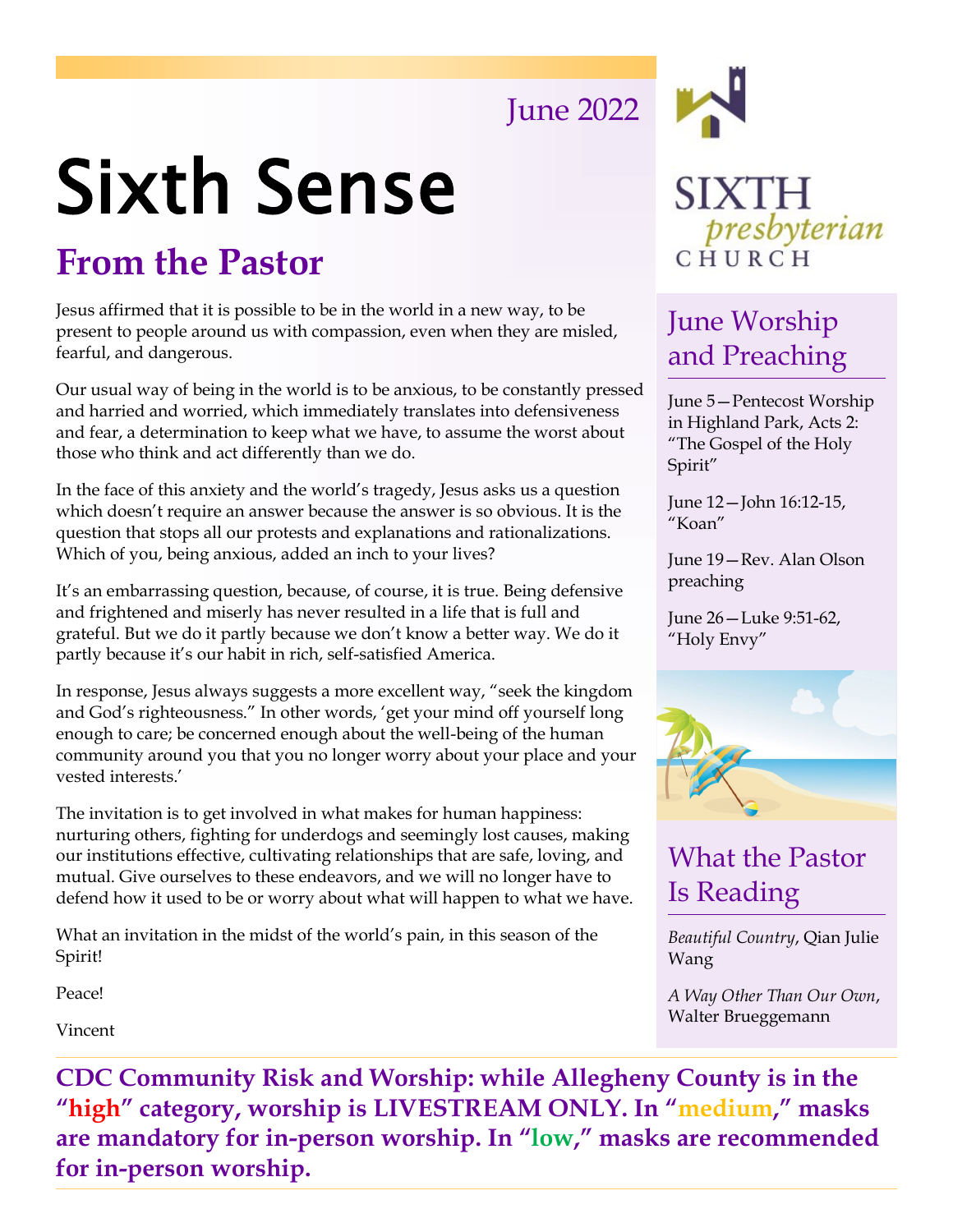June 2022

# Sixth Sense

SIXTH presbyterian CHURCH

## From the Pastor

Jesus affirmed that it is possible to be in the world in a new way, to be present to people around us with compassion, even when they are misled, fearful, and dangerous.

Our usual way of being in the world is to be anxious, to be constantly pressed and harried and worried, which immediately translates into defensiveness and fear, a determination to keep what we have, to assume the worst about those who think and act differently than we do.

In the face of this anxiety and the world's tragedy, Jesus asks us a question which doesn't require an answer because the answer is so obvious. It is the question that stops all our protests and explanations and rationalizations. Which of you, being anxious, added an inch to your lives?

It's an embarrassing question, because, of course, it is true. Being defensive and frightened and miserly has never resulted in a life that is full and grateful. But we do it partly because we don't know a better way. We do it partly because it's our habit in rich, self-satisfied America.

In response, Jesus always suggests a more excellent way, "seek the kingdom and God's righteousness." In other words, 'get your mind off yourself long enough to care; be concerned enough about the well-being of the human community around you that you no longer worry about your place and your vested interests.'

The invitation is to get involved in what makes for human happiness: nurturing others, fighting for underdogs and seemingly lost causes, making our institutions effective, cultivating relationships that are safe, loving, and mutual. Give ourselves to these endeavors, and we will no longer have to defend how it used to be or worry about what will happen to what we have.

What an invitation in the midst of the world's pain, in this season of the Spirit!

Peace!

Vincent

## June Worship and Preaching

June 5—Pentecost Worship in Highland Park, Acts 2: "The Gospel of the Holy Spirit"

June 12—John 16:12-15, "Koan"

June 19—Rev. Alan Olson preaching

June 26—Luke 9:51-62, "Holy Envy"

## What the Pastor Is Reading

*Beautiful Country*, Qian Julie Wang

*A Way Other Than Our Own*, Walter Brueggemann

**CDC Community Risk and Worship: while Allegheny County is in the "high" category, worship is LIVESTREAM ONLY. In "medium," masks are mandatory for in-person worship. In "low," masks are recommended for in-person worship.**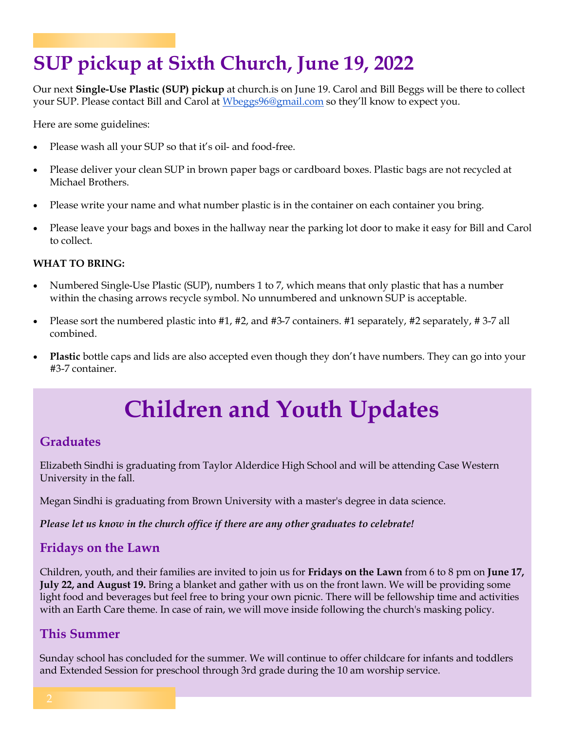# SUP pickup at Sixth Church, June 19, 2022

Our next **Single-Use Plastic (SUP) pickup** at church.is on June 19. Carol and Bill Beggs will be there to collect your SUP. Please contact Bill and Carol at Wbeggs96@gmail.com so they'll know to expect you.

Here are some guidelines:

- Please wash all your SUP so that it's oil- and food-free.
- Please deliver your clean SUP in brown paper bags or cardboard boxes. Plastic bags are not recycled at Michael Brothers.
- Please write your name and what number plastic is in the container on each container you bring.
- Please leave your bags and boxes in the hallway near the parking lot door to make it easy for Bill and Carol to collect.

**WHAT TO BRING:**

- Numbered Single-Use Plastic (SUP), numbers 1 to 7, which means that only plastic that has a number within the chasing arrows recycle symbol. No unnumbered and unknown SUP is acceptable.
- Please sort the numbered plastic into #1, #2, and #3-7 containers. #1 separately, #2 separately, # 3-7 all combined.
- **Plastic** bottle caps and lids are also accepted even though they don't have numbers. They can go into your #3-7 container.

# Children and Youth Updates

## Graduates

Elizabeth Sindhi is graduating from Taylor Alderdice High School and will be attending Case Western University in the fall.

Megan Sindhi is graduating from Brown University with a master's degree in data science.

***Please let us know in the church office if there are any other graduates to celebrate!***

## Fridays on the Lawn

Children, youth, and their families are invited to join us for **Fridays on the Lawn** from 6 to 8 pm on **June 17, July 22, and August 19.** Bring a blanket and gather with us on the front lawn. We will be providing some light food and beverages but feel free to bring your own picnic. There will be fellowship time and activities with an Earth Care theme. In case of rain, we will move inside following the church's masking policy.

## This Summer

Sunday school has concluded for the summer. We will continue to offer childcare for infants and toddlers and Extended Session for preschool through 3rd grade during the 10 am worship service.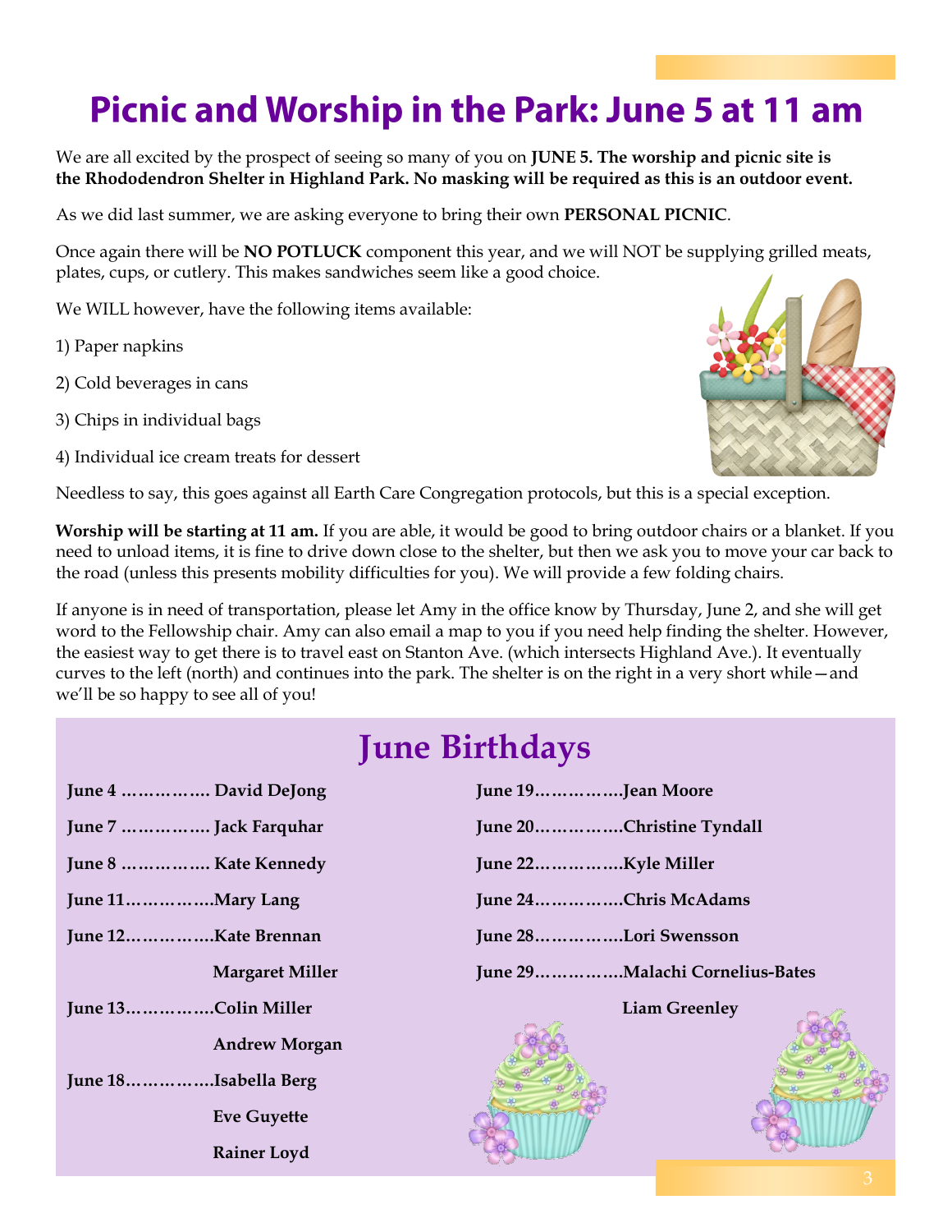# Picnic and Worship in the Park: June 5 at 11 am

We are all excited by the prospect of seeing so many of you on **JUNE 5. The worship and picnic site is the Rhododendron Shelter in Highland Park. No masking will be required as this is an outdoor event.**

As we did last summer, we are asking everyone to bring their own **PERSONAL PICNIC**.

Once again there will be **NO POTLUCK** component this year, and we will NOT be supplying grilled meats, plates, cups, or cutlery. This makes sandwiches seem like a good choice.

We WILL however, have the following items available:

1) Paper napkins

2) Cold beverages in cans

3) Chips in individual bags

4) Individual ice cream treats for dessert

Needless to say, this goes against all Earth Care Congregation protocols, but this is a special exception.

**Worship will be starting at 11 am.** If you are able, it would be good to bring outdoor chairs or a blanket. If you need to unload items, it is fine to drive down close to the shelter, but then we ask you to move your car back to the road (unless this presents mobility difficulties for you). We will provide a few folding chairs.

If anyone is in need of transportation, please let Amy in the office know by Thursday, June 2, and she will get word to the Fellowship chair. Amy can also email a map to you if you need help finding the shelter. However, the easiest way to get there is to travel east on Stanton Ave. (which intersects Highland Ave.). It eventually curves to the left (north) and continues into the park. The shelter is on the right in a very short while—and we'll be so happy to see all of you!

# June Birthdays

**June 4 ……………. David DeJong**

**June 7 ……………. Jack Farquhar**

**June 8 ……………. Kate Kennedy**

**June 11…………….Mary Lang**

**June 12…………….Kate Brennan**
**Margaret Miller**

**June 13…………….Colin Miller**
**Andrew Morgan**

**June 18…………….Isabella Berg**
**Eve Guyette**
**Rainer Loyd**

**June 19…………….Jean Moore**

**June 20…………….Christine Tyndall**

**June 22…………….Kyle Miller**

**June 24…………….Chris McAdams**

**June 28…………….Lori Swensson**

**June 29…………….Malachi Cornelius-Bates**
**Liam Greenley**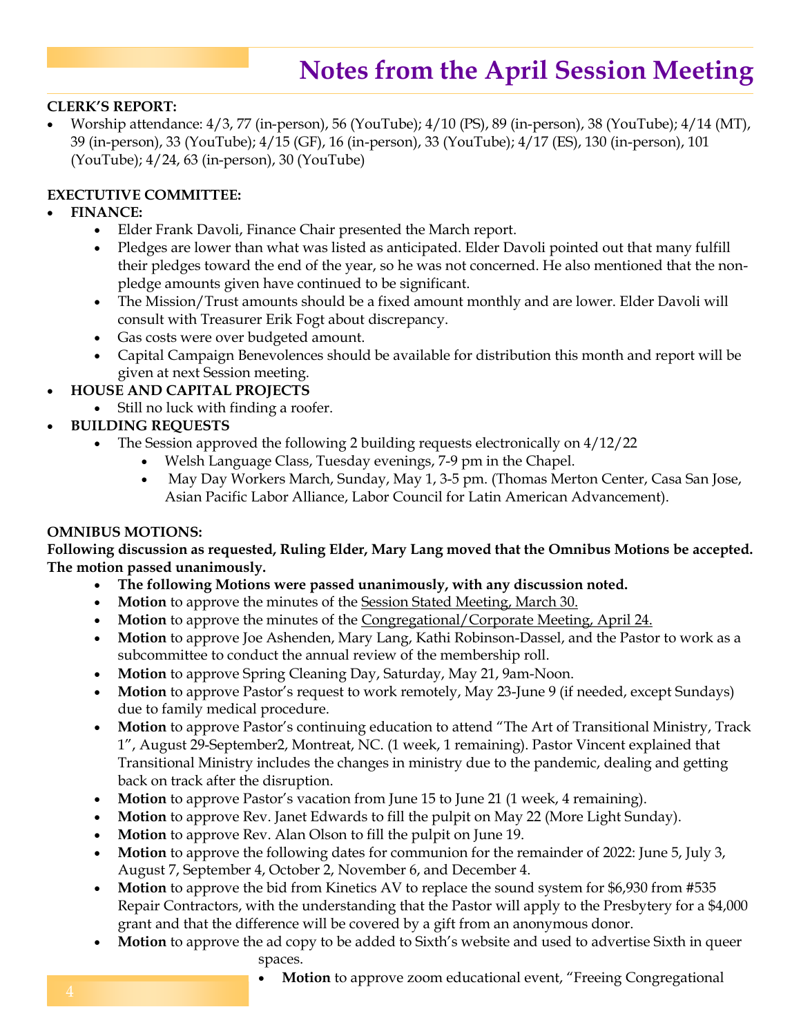# Notes from the April Session Meeting

**CLERK'S REPORT:**

- Worship attendance: 4/3, 77 (in-person), 56 (YouTube); 4/10 (PS), 89 (in-person), 38 (YouTube); 4/14 (MT), 39 (in-person), 33 (YouTube); 4/15 (GF), 16 (in-person), 33 (YouTube); 4/17 (ES), 130 (in-person), 101 (YouTube); 4/24, 63 (in-person), 30 (YouTube)

**EXECUTIVE COMMITTEE:**

- **FINANCE:**
  - Elder Frank Davoli, Finance Chair presented the March report.
  - Pledges are lower than what was listed as anticipated. Elder Davoli pointed out that many fulfill their pledges toward the end of the year, so he was not concerned. He also mentioned that the non-pledge amounts given have continued to be significant.
  - The Mission/Trust amounts should be a fixed amount monthly and are lower. Elder Davoli will consult with Treasurer Erik Fogt about discrepancy.
  - Gas costs were over budgeted amount.
  - Capital Campaign Benevolences should be available for distribution this month and report will be given at next Session meeting.
- **HOUSE AND CAPITAL PROJECTS**
  - Still no luck with finding a roofer.
- **BUILDING REQUESTS**
  - The Session approved the following 2 building requests electronically on 4/12/22
    - Welsh Language Class, Tuesday evenings, 7-9 pm in the Chapel.
    - May Day Workers March, Sunday, May 1, 3-5 pm. (Thomas Merton Center, Casa San Jose, Asian Pacific Labor Alliance, Labor Council for Latin American Advancement).

**OMNIBUS MOTIONS:**

**Following discussion as requested, Ruling Elder, Mary Lang moved that the Omnibus Motions be accepted. The motion passed unanimously.**

- **The following Motions were passed unanimously, with any discussion noted.**
- **Motion** to approve the minutes of the Session Stated Meeting, March 30.
- **Motion** to approve the minutes of the Congregational/Corporate Meeting, April 24.
- **Motion** to approve Joe Ashenden, Mary Lang, Kathi Robinson-Dassel, and the Pastor to work as a subcommittee to conduct the annual review of the membership roll.
- **Motion** to approve Spring Cleaning Day, Saturday, May 21, 9am-Noon.
- **Motion** to approve Pastor's request to work remotely, May 23-June 9 (if needed, except Sundays) due to family medical procedure.
- **Motion** to approve Pastor's continuing education to attend "The Art of Transitional Ministry, Track 1", August 29-September2, Montreat, NC. (1 week, 1 remaining). Pastor Vincent explained that Transitional Ministry includes the changes in ministry due to the pandemic, dealing and getting back on track after the disruption.
- **Motion** to approve Pastor's vacation from June 15 to June 21 (1 week, 4 remaining).
- **Motion** to approve Rev. Janet Edwards to fill the pulpit on May 22 (More Light Sunday).
- **Motion** to approve Rev. Alan Olson to fill the pulpit on June 19.
- **Motion** to approve the following dates for communion for the remainder of 2022: June 5, July 3, August 7, September 4, October 2, November 6, and December 4.
- **Motion** to approve the bid from Kinetics AV to replace the sound system for $6,930 from #535 Repair Contractors, with the understanding that the Pastor will apply to the Presbytery for a $4,000 grant and that the difference will be covered by a gift from an anonymous donor.
- **Motion** to approve the ad copy to be added to Sixth's website and used to advertise Sixth in queer spaces.
- **Motion** to approve zoom educational event, "Freeing Congregational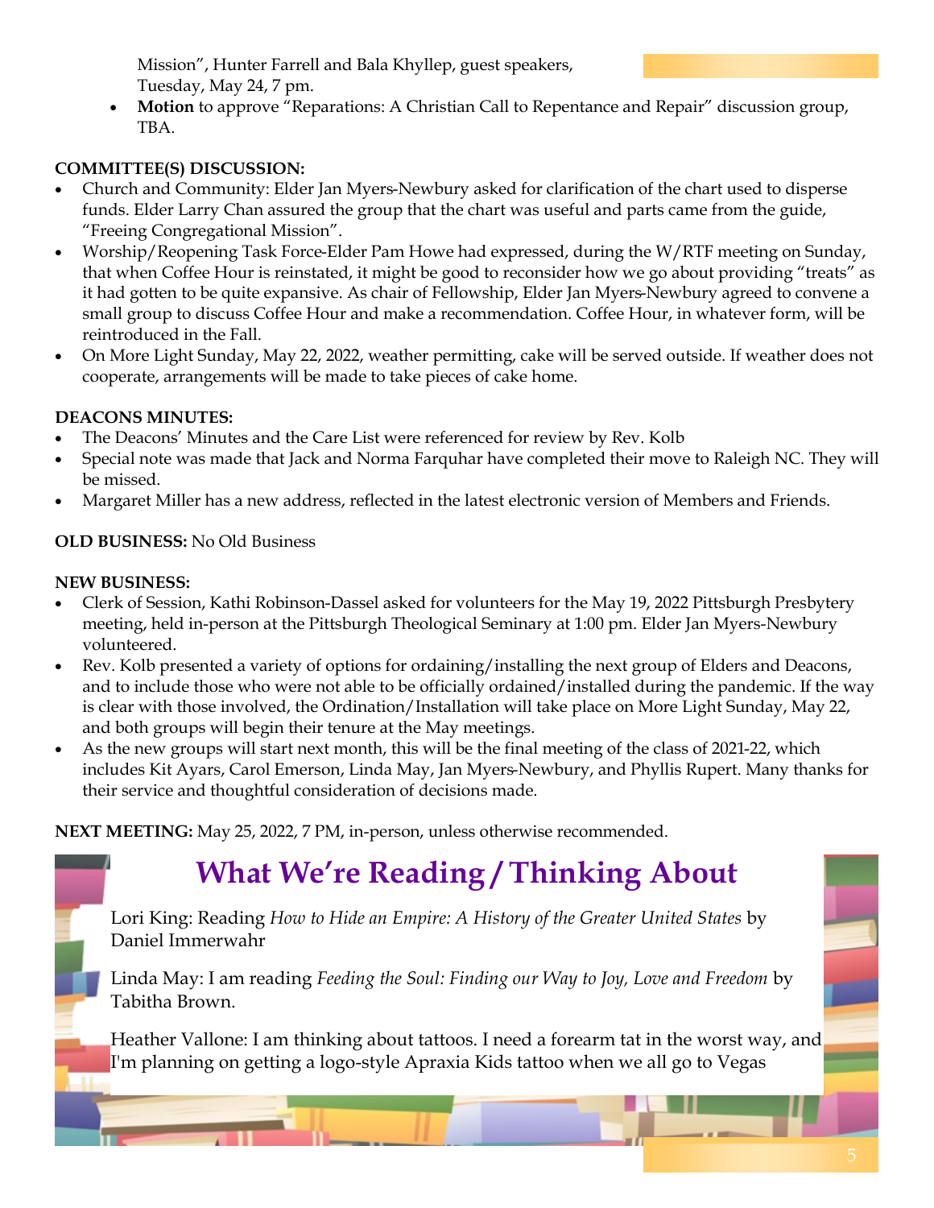Mission", Hunter Farrell and Bala Khyllep, guest speakers, Tuesday, May 24, 7 pm.

- **Motion** to approve "Reparations: A Christian Call to Repentance and Repair" discussion group, TBA.

**COMMITTEE(S) DISCUSSION:**

- Church and Community: Elder Jan Myers-Newbury asked for clarification of the chart used to disperse funds. Elder Larry Chan assured the group that the chart was useful and parts came from the guide, "Freeing Congregational Mission".
- Worship/Reopening Task Force-Elder Pam Howe had expressed, during the W/RTF meeting on Sunday, that when Coffee Hour is reinstated, it might be good to reconsider how we go about providing "treats" as it had gotten to be quite expansive. As chair of Fellowship, Elder Jan Myers-Newbury agreed to convene a small group to discuss Coffee Hour and make a recommendation. Coffee Hour, in whatever form, will be reintroduced in the Fall.
- On More Light Sunday, May 22, 2022, weather permitting, cake will be served outside. If weather does not cooperate, arrangements will be made to take pieces of cake home.

**DEACONS MINUTES:**

- The Deacons' Minutes and the Care List were referenced for review by Rev. Kolb
- Special note was made that Jack and Norma Farquhar have completed their move to Raleigh NC. They will be missed.
- Margaret Miller has a new address, reflected in the latest electronic version of Members and Friends.

**OLD BUSINESS:** No Old Business

**NEW BUSINESS:**

- Clerk of Session, Kathi Robinson-Dassel asked for volunteers for the May 19, 2022 Pittsburgh Presbytery meeting, held in-person at the Pittsburgh Theological Seminary at 1:00 pm. Elder Jan Myers-Newbury volunteered.
- Rev. Kolb presented a variety of options for ordaining/installing the next group of Elders and Deacons, and to include those who were not able to be officially ordained/installed during the pandemic. If the way is clear with those involved, the Ordination/Installation will take place on More Light Sunday, May 22, and both groups will begin their tenure at the May meetings.
- As the new groups will start next month, this will be the final meeting of the class of 2021-22, which includes Kit Ayars, Carol Emerson, Linda May, Jan Myers-Newbury, and Phyllis Rupert. Many thanks for their service and thoughtful consideration of decisions made.

**NEXT MEETING:** May 25, 2022, 7 PM, in-person, unless otherwise recommended.

## What We're Reading / Thinking About

Lori King: Reading *How to Hide an Empire: A History of the Greater United States* by Daniel Immerwahr

Linda May: I am reading *Feeding the Soul: Finding our Way to Joy, Love and Freedom* by Tabitha Brown.

Heather Vallone: I am thinking about tattoos. I need a forearm tat in the worst way, and I'm planning on getting a logo-style Apraxia Kids tattoo when we all go to Vegas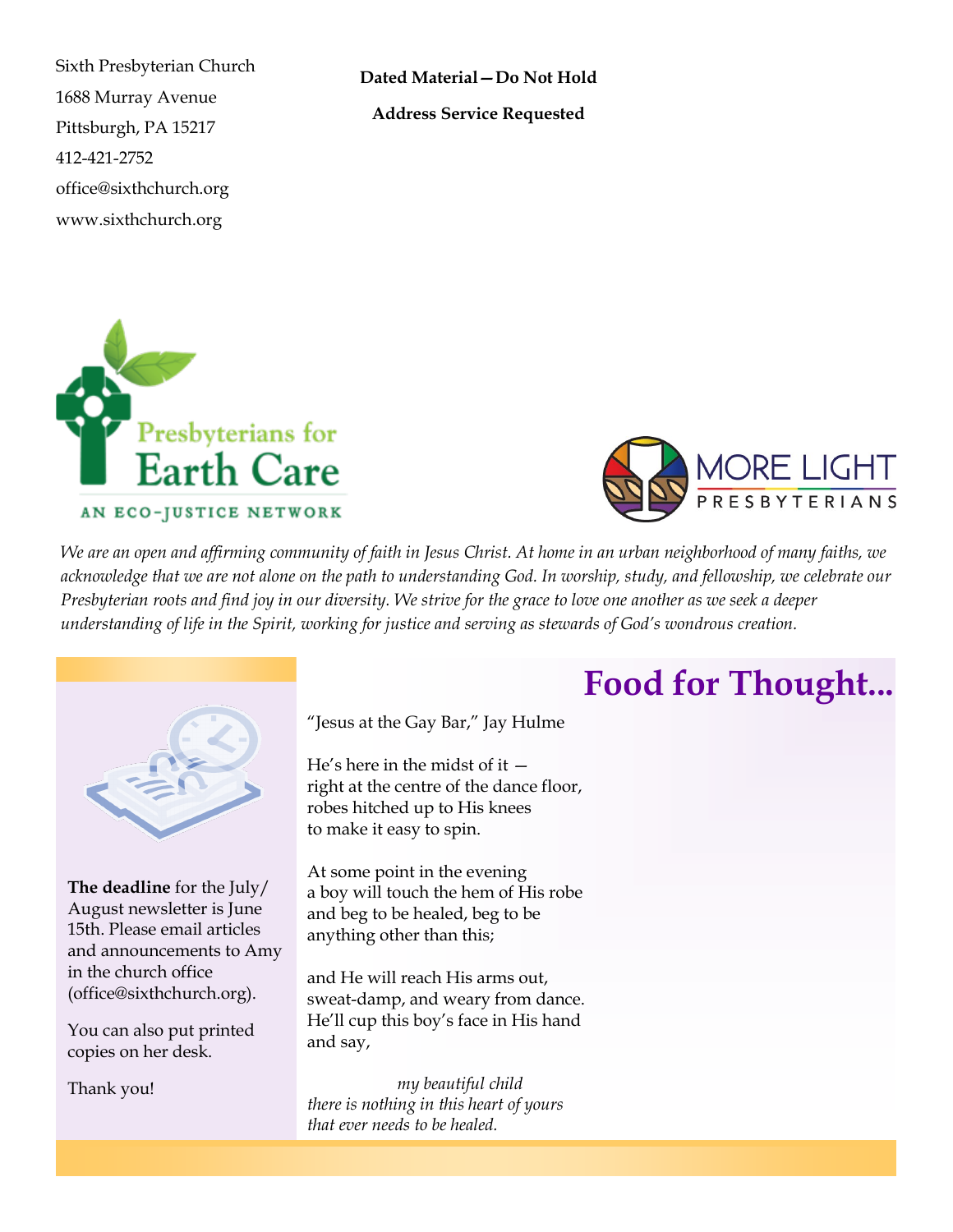Sixth Presbyterian Church
1688 Murray Avenue
Pittsburgh, PA 15217
412-421-2752
office@sixthchurch.org
www.sixthchurch.org

**Dated Material—Do Not Hold**

**Address Service Requested**

Presbyterians for Earth Care

AN ECO-JUSTICE NETWORK

MORE LIGHT PRESBYTERIANS

*We are an open and affirming community of faith in Jesus Christ. At home in an urban neighborhood of many faiths, we acknowledge that we are not alone on the path to understanding God. In worship, study, and fellowship, we celebrate our Presbyterian roots and find joy in our diversity. We strive for the grace to love one another as we seek a deeper understanding of life in the Spirit, working for justice and serving as stewards of God's wondrous creation.*

**The deadline** for the July/August newsletter is June 15th. Please email articles and announcements to Amy in the church office (office@sixthchurch.org).

You can also put printed copies on her desk.

Thank you!

# Food for Thought...

"Jesus at the Gay Bar," Jay Hulme

He's here in the midst of it —
right at the centre of the dance floor,
robes hitched up to His knees
to make it easy to spin.

At some point in the evening
a boy will touch the hem of His robe
and beg to be healed, beg to be
anything other than this;

and He will reach His arms out,
sweat-damp, and weary from dance.
He'll cup this boy's face in His hand
and say,

*my beautiful child*
*there is nothing in this heart of yours*
*that ever needs to be healed.*